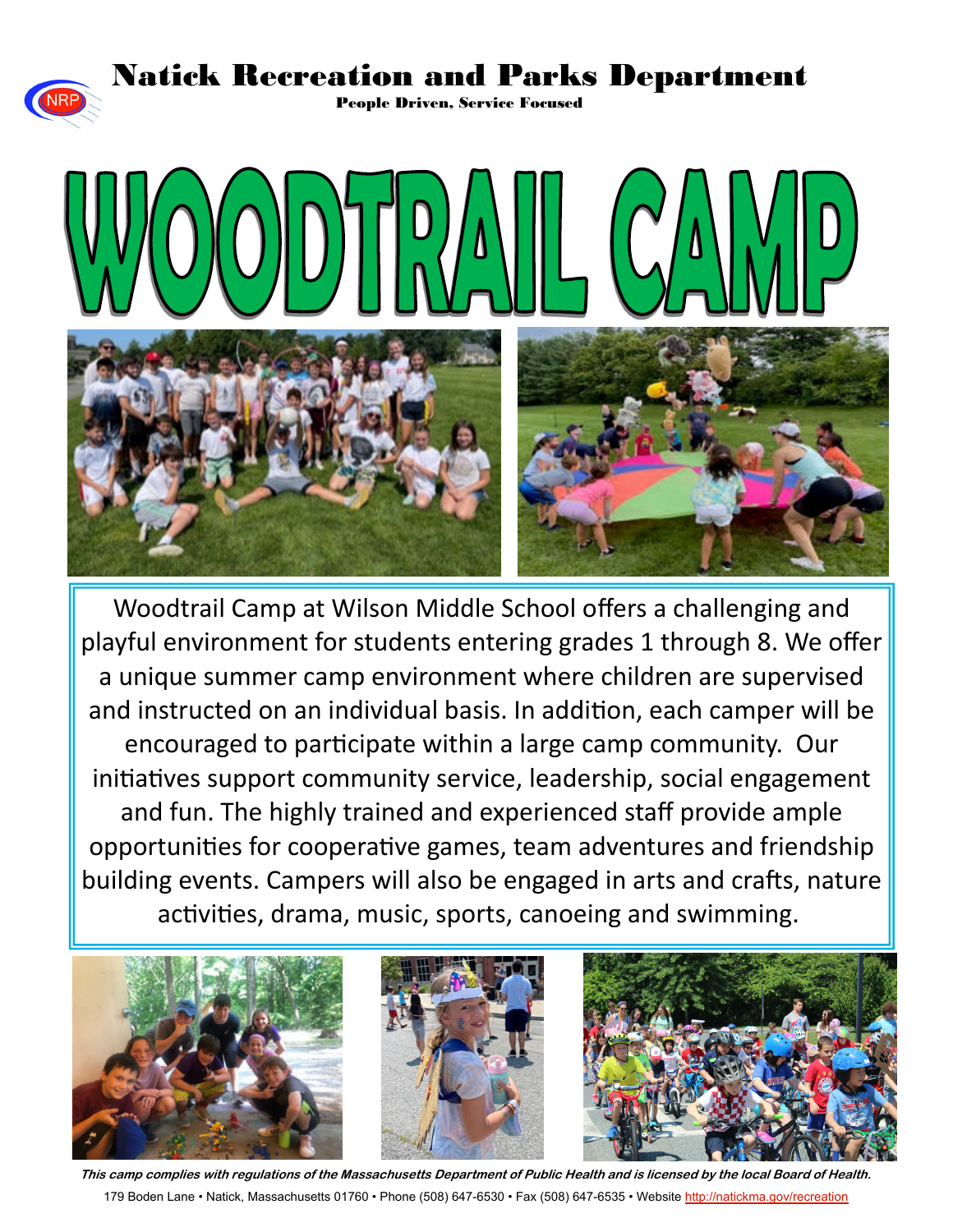# Natick Recreation and Parks Department

**People Driven, Service Focused**

# WOODTRAIL CAMP

Woodtrail Camp at Wilson Middle School offers a challenging and playful environment for students entering grades 1 through 8. We offer a unique summer camp environment where children are supervised and instructed on an individual basis. In addition, each camper will be encouraged to participate within a large camp community. Our initiatives support community service, leadership, social engagement and fun. The highly trained and experienced staff provide ample opportunities for cooperative games, team adventures and friendship building events. Campers will also be engaged in arts and crafts, nature activities, drama, music, sports, canoeing and swimming.

***This camp complies with regulations of the Massachusetts Department of Public Health and is licensed by the local Board of Health.***

179 Boden Lane • Natick, Massachusetts 01760 • Phone (508) 647-6530 • Fax (508) 647-6535 • Website http://natickma.gov/recreation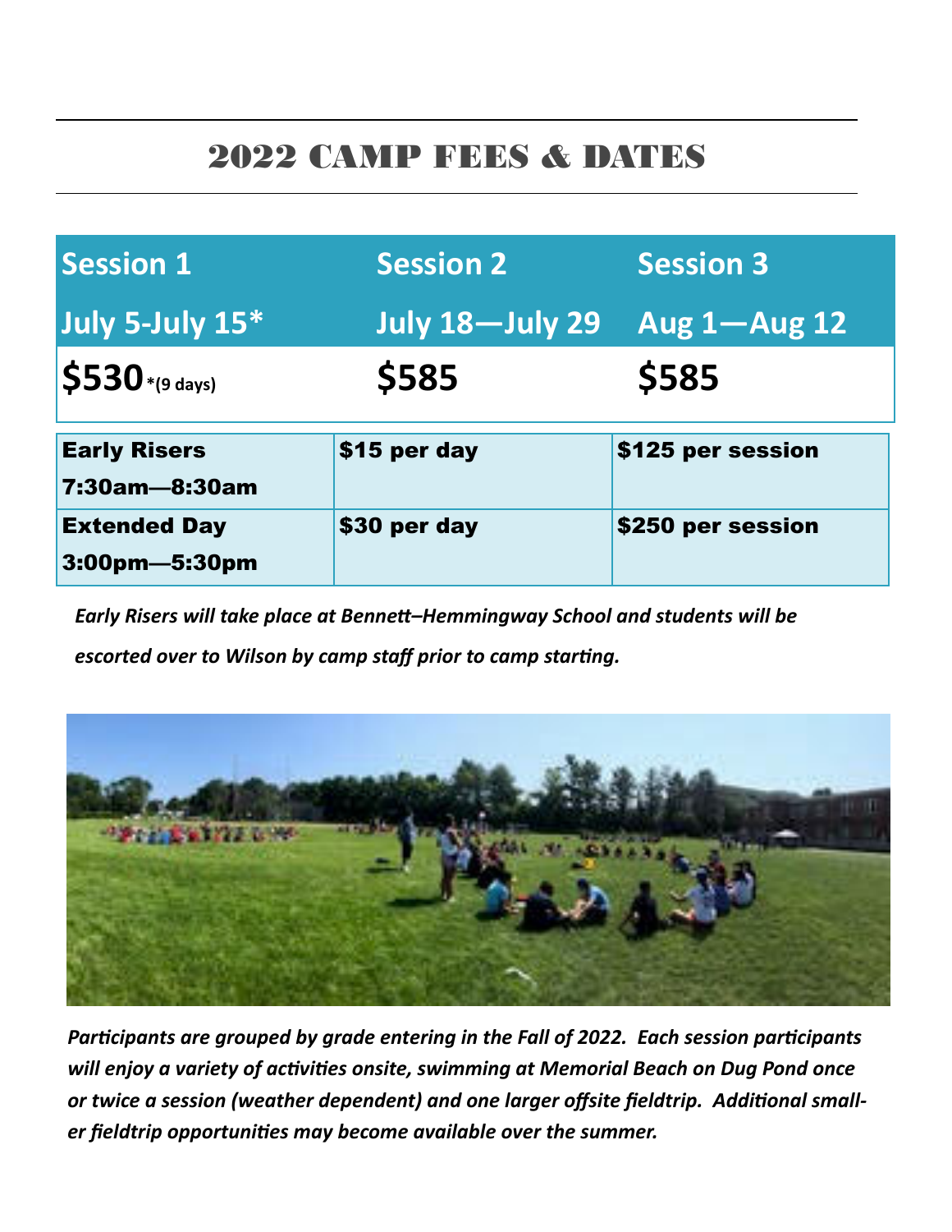# 2022 CAMP FEES & DATES

| Session 1 | Session 2 | Session 3 |
|---|---|---|
| July 5-July 15* | July 18—July 29 | Aug 1—Aug 12 |
| $530 *(9 days) | $585 | $585 |

| | | |
|---|---|---|
| **Early Risers** 7:30am—8:30am | **$15 per day** | **$125 per session** |
| **Extended Day** 3:00pm—5:30pm | **$30 per day** | **$250 per session** |

*Early Risers will take place at Bennett–Hemmingway School and students will be escorted over to Wilson by camp staff prior to camp starting.*

*Participants are grouped by grade entering in the Fall of 2022. Each session participants will enjoy a variety of activities onsite, swimming at Memorial Beach on Dug Pond once or twice a session (weather dependent) and one larger offsite fieldtrip. Additional smaller fieldtrip opportunities may become available over the summer.*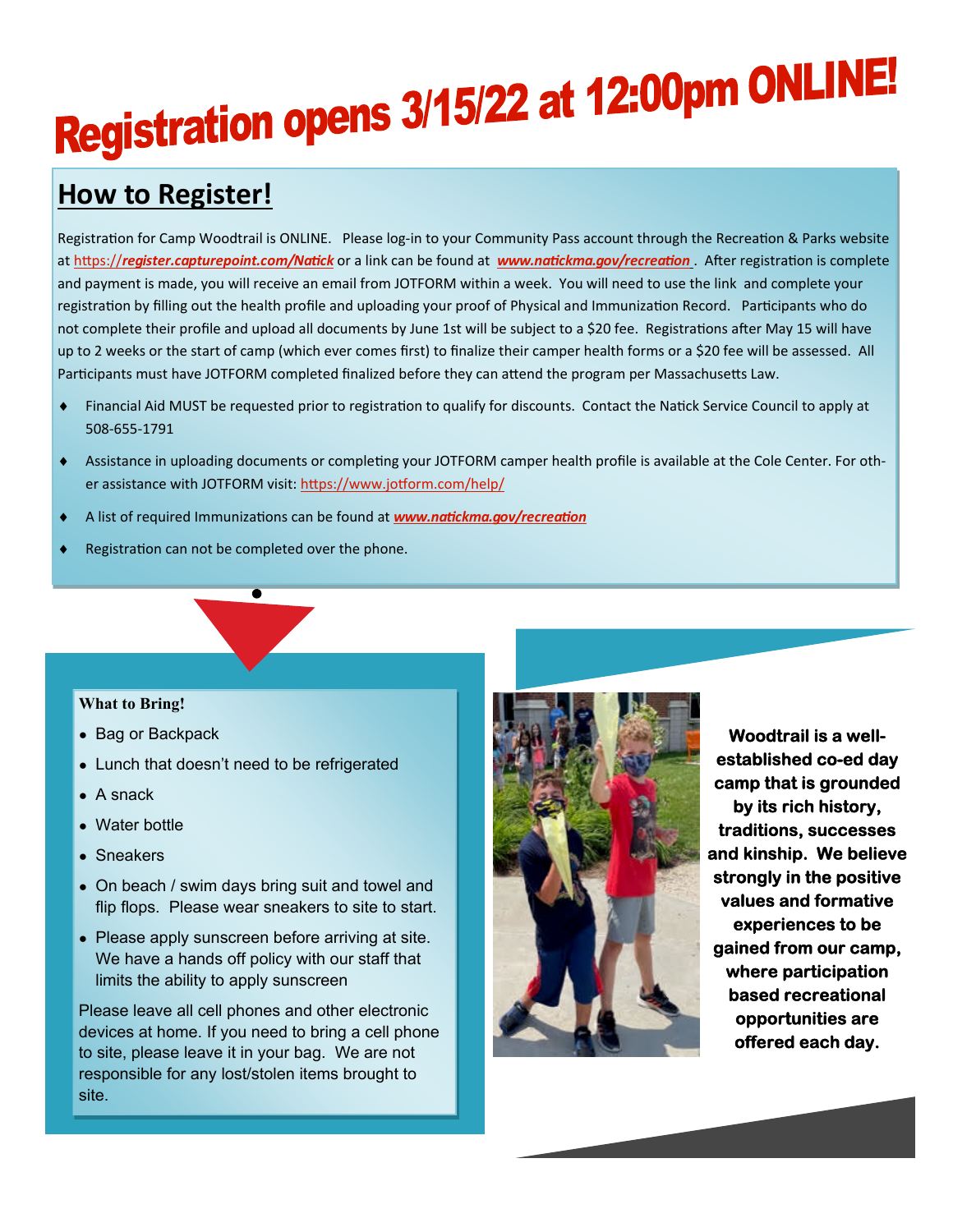# Registration opens 3/15/22 at 12:00pm ONLINE!

## How to Register!

Registration for Camp Woodtrail is ONLINE. Please log-in to your Community Pass account through the Recreation & Parks website at [https://register.capturepoint.com/Natick](https://register.capturepoint.com/Natick) or a link can be found at ***www.natickma.gov/recreation***. After registration is complete and payment is made, you will receive an email from JOTFORM within a week. You will need to use the link and complete your registration by filling out the health profile and uploading your proof of Physical and Immunization Record. Participants who do not complete their profile and upload all documents by June 1st will be subject to a $20 fee. Registrations after May 15 will have up to 2 weeks or the start of camp (which ever comes first) to finalize their camper health forms or a $20 fee will be assessed. All Participants must have JOTFORM completed finalized before they can attend the program per Massachusetts Law.

- Financial Aid MUST be requested prior to registration to qualify for discounts. Contact the Natick Service Council to apply at 508-655-1791
- Assistance in uploading documents or completing your JOTFORM camper health profile is available at the Cole Center. For other assistance with JOTFORM visit: [https://www.jotform.com/help/](https://www.jotform.com/help/)
- A list of required Immunizations can be found at ***www.natickma.gov/recreation***
- Registration can not be completed over the phone.

**What to Bring!**

- Bag or Backpack
- Lunch that doesn't need to be refrigerated
- A snack
- Water bottle
- Sneakers
- On beach / swim days bring suit and towel and flip flops. Please wear sneakers to site to start.
- Please apply sunscreen before arriving at site. We have a hands off policy with our staff that limits the ability to apply sunscreen

Please leave all cell phones and other electronic devices at home. If you need to bring a cell phone to site, please leave it in your bag. We are not responsible for any lost/stolen items brought to site.

**Woodtrail is a well-established co-ed day camp that is grounded by its rich history, traditions, successes and kinship. We believe strongly in the positive values and formative experiences to be gained from our camp, where participation based recreational opportunities are offered each day.**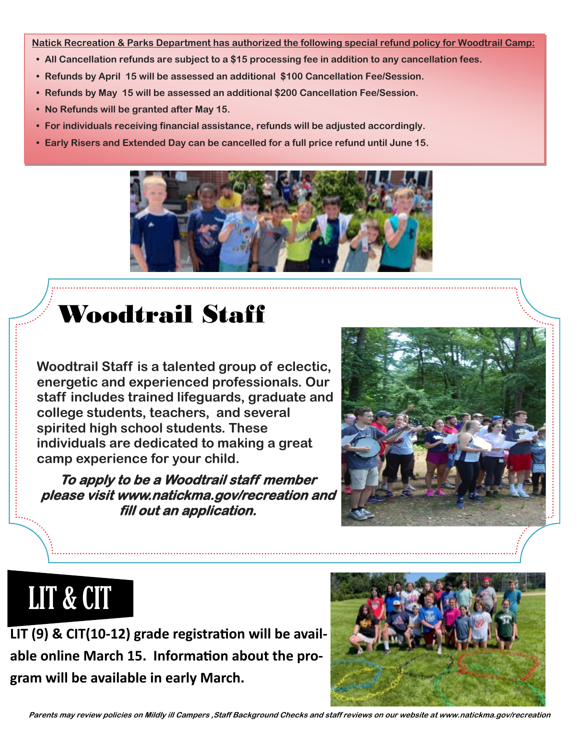**Natick Recreation & Parks Department has authorized the following special refund policy for Woodtrail Camp:**

- All Cancellation refunds are subject to a $15 processing fee in addition to any cancellation fees.
- Refunds by April 15 will be assessed an additional $100 Cancellation Fee/Session.
- Refunds by May 15 will be assessed an additional $200 Cancellation Fee/Session.
- No Refunds will be granted after May 15.
- For individuals receiving financial assistance, refunds will be adjusted accordingly.
- Early Risers and Extended Day can be cancelled for a full price refund until June 15.

# Woodtrail Staff

**Woodtrail Staff is a talented group of eclectic, energetic and experienced professionals. Our staff includes trained lifeguards, graduate and college students, teachers, and several spirited high school students. These individuals are dedicated to making a great camp experience for your child.**

***To apply to be a Woodtrail staff member please visit www.natickma.gov/recreation and fill out an application.***

# LIT & CIT

**LIT (9) & CIT(10-12) grade registration will be available online March 15. Information about the program will be available in early March.**

***Parents may review policies on Mildly ill Campers ,Staff Background Checks and staff reviews on our website at www.natickma.gov/recreation***